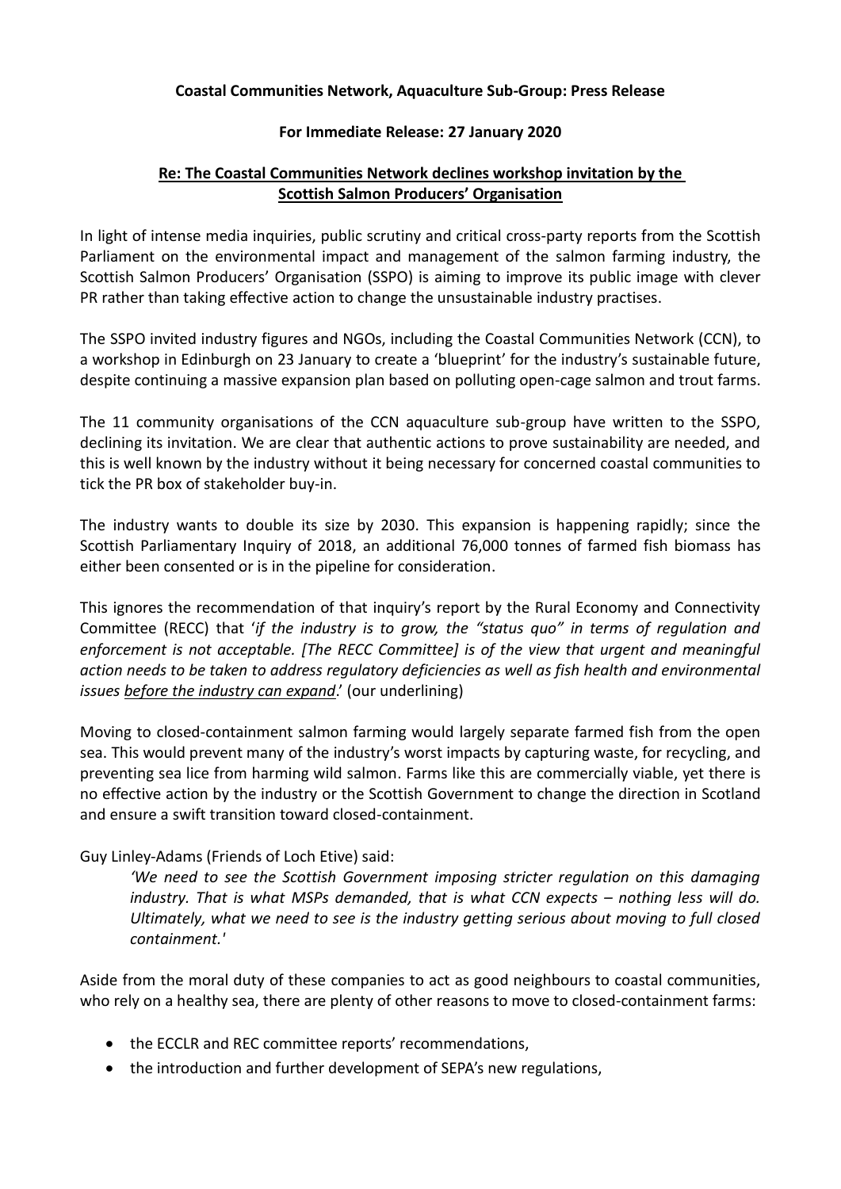**Coastal Communities Network, Aquaculture Sub-Group: Press Release**

**For Immediate Release: 27 January 2020**

**Re: The Coastal Communities Network declines workshop invitation by the Scottish Salmon Producers' Organisation**

In light of intense media inquiries, public scrutiny and critical cross-party reports from the Scottish Parliament on the environmental impact and management of the salmon farming industry, the Scottish Salmon Producers' Organisation (SSPO) is aiming to improve its public image with clever PR rather than taking effective action to change the unsustainable industry practises.

The SSPO invited industry figures and NGOs, including the Coastal Communities Network (CCN), to a workshop in Edinburgh on 23 January to create a 'blueprint' for the industry's sustainable future, despite continuing a massive expansion plan based on polluting open-cage salmon and trout farms.

The 11 community organisations of the CCN aquaculture sub-group have written to the SSPO, declining its invitation. We are clear that authentic actions to prove sustainability are needed, and this is well known by the industry without it being necessary for concerned coastal communities to tick the PR box of stakeholder buy-in.

The industry wants to double its size by 2030. This expansion is happening rapidly; since the Scottish Parliamentary Inquiry of 2018, an additional 76,000 tonnes of farmed fish biomass has either been consented or is in the pipeline for consideration.

This ignores the recommendation of that inquiry's report by the Rural Economy and Connectivity Committee (RECC) that '*if the industry is to grow, the "status quo" in terms of regulation and enforcement is not acceptable. [The RECC Committee] is of the view that urgent and meaningful action needs to be taken to address regulatory deficiencies as well as fish health and environmental issues <u>before the industry can expand</u>*.' (our underlining)

Moving to closed-containment salmon farming would largely separate farmed fish from the open sea. This would prevent many of the industry's worst impacts by capturing waste, for recycling, and preventing sea lice from harming wild salmon. Farms like this are commercially viable, yet there is no effective action by the industry or the Scottish Government to change the direction in Scotland and ensure a swift transition toward closed-containment.

Guy Linley-Adams (Friends of Loch Etive) said:

> *'We need to see the Scottish Government imposing stricter regulation on this damaging industry. That is what MSPs demanded, that is what CCN expects – nothing less will do. Ultimately, what we need to see is the industry getting serious about moving to full closed containment.'*

Aside from the moral duty of these companies to act as good neighbours to coastal communities, who rely on a healthy sea, there are plenty of other reasons to move to closed-containment farms:

- the ECCLR and REC committee reports' recommendations,
- the introduction and further development of SEPA's new regulations,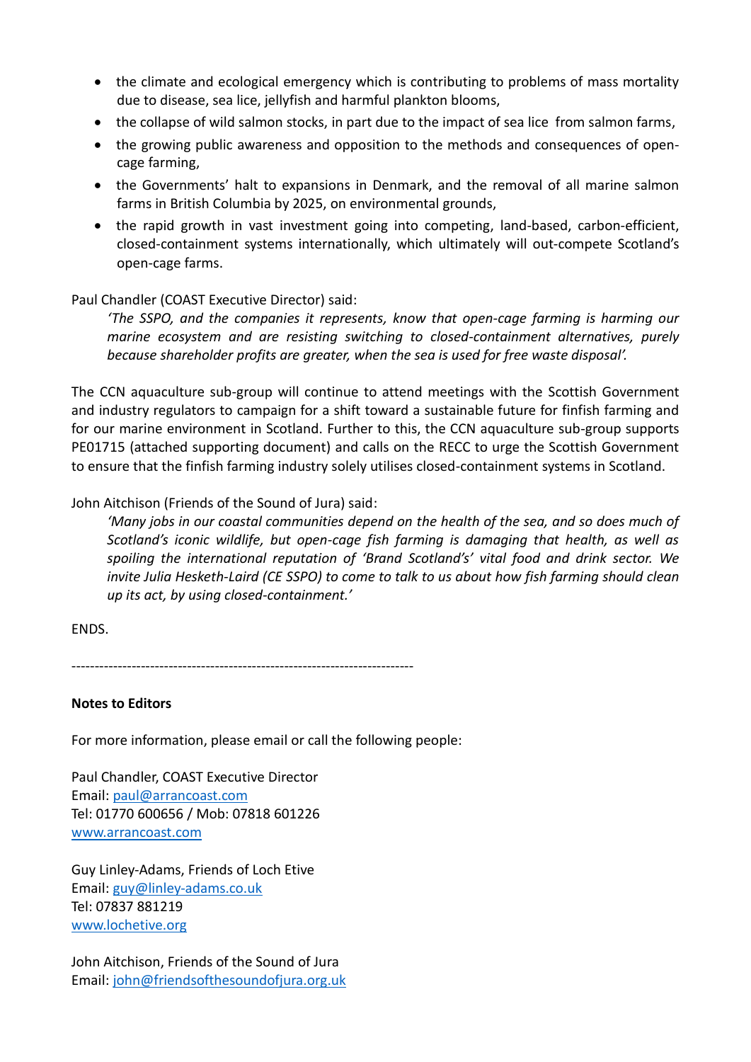- the climate and ecological emergency which is contributing to problems of mass mortality due to disease, sea lice, jellyfish and harmful plankton blooms,
- the collapse of wild salmon stocks, in part due to the impact of sea lice from salmon farms,
- the growing public awareness and opposition to the methods and consequences of open-cage farming,
- the Governments' halt to expansions in Denmark, and the removal of all marine salmon farms in British Columbia by 2025, on environmental grounds,
- the rapid growth in vast investment going into competing, land-based, carbon-efficient, closed-containment systems internationally, which ultimately will out-compete Scotland's open-cage farms.

Paul Chandler (COAST Executive Director) said:

> *'The SSPO, and the companies it represents, know that open-cage farming is harming our marine ecosystem and are resisting switching to closed-containment alternatives, purely because shareholder profits are greater, when the sea is used for free waste disposal'.*

The CCN aquaculture sub-group will continue to attend meetings with the Scottish Government and industry regulators to campaign for a shift toward a sustainable future for finfish farming and for our marine environment in Scotland. Further to this, the CCN aquaculture sub-group supports PE01715 (attached supporting document) and calls on the RECC to urge the Scottish Government to ensure that the finfish farming industry solely utilises closed-containment systems in Scotland.

John Aitchison (Friends of the Sound of Jura) said:

> *'Many jobs in our coastal communities depend on the health of the sea, and so does much of Scotland's iconic wildlife, but open-cage fish farming is damaging that health, as well as spoiling the international reputation of 'Brand Scotland's' vital food and drink sector. We invite Julia Hesketh-Laird (CE SSPO) to come to talk to us about how fish farming should clean up its act, by using closed-containment.'*

ENDS.

---

**Notes to Editors**

For more information, please email or call the following people:

Paul Chandler, COAST Executive Director
Email: paul@arrancoast.com
Tel: 01770 600656 / Mob: 07818 601226
www.arrancoast.com

Guy Linley-Adams, Friends of Loch Etive
Email: guy@linley-adams.co.uk
Tel: 07837 881219
www.lochetive.org

John Aitchison, Friends of the Sound of Jura
Email: john@friendsofthesoundofjura.org.uk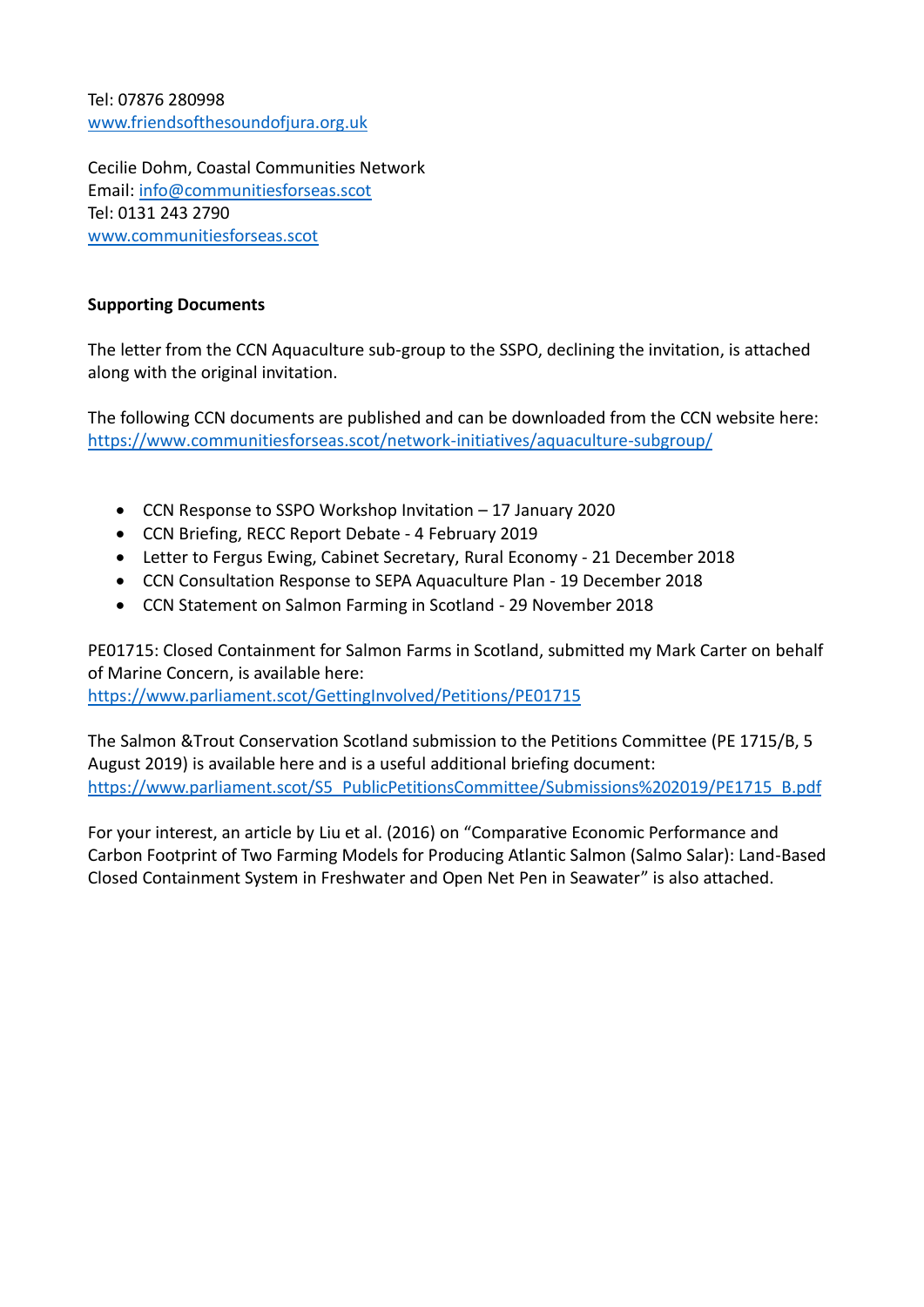Tel: 07876 280998
www.friendsofthesoundofjura.org.uk

Cecilie Dohm, Coastal Communities Network
Email: info@communitiesforseas.scot
Tel: 0131 243 2790
www.communitiesforseas.scot

**Supporting Documents**

The letter from the CCN Aquaculture sub-group to the SSPO, declining the invitation, is attached along with the original invitation.

The following CCN documents are published and can be downloaded from the CCN website here: https://www.communitiesforseas.scot/network-initiatives/aquaculture-subgroup/

- CCN Response to SSPO Workshop Invitation – 17 January 2020
- CCN Briefing, RECC Report Debate - 4 February 2019
- Letter to Fergus Ewing, Cabinet Secretary, Rural Economy - 21 December 2018
- CCN Consultation Response to SEPA Aquaculture Plan - 19 December 2018
- CCN Statement on Salmon Farming in Scotland - 29 November 2018

PE01715: Closed Containment for Salmon Farms in Scotland, submitted my Mark Carter on behalf of Marine Concern, is available here:
https://www.parliament.scot/GettingInvolved/Petitions/PE01715

The Salmon &Trout Conservation Scotland submission to the Petitions Committee (PE 1715/B, 5 August 2019) is available here and is a useful additional briefing document:
https://www.parliament.scot/S5_PublicPetitionsCommittee/Submissions%202019/PE1715_B.pdf

For your interest, an article by Liu et al. (2016) on "Comparative Economic Performance and Carbon Footprint of Two Farming Models for Producing Atlantic Salmon (Salmo Salar): Land-Based Closed Containment System in Freshwater and Open Net Pen in Seawater" is also attached.